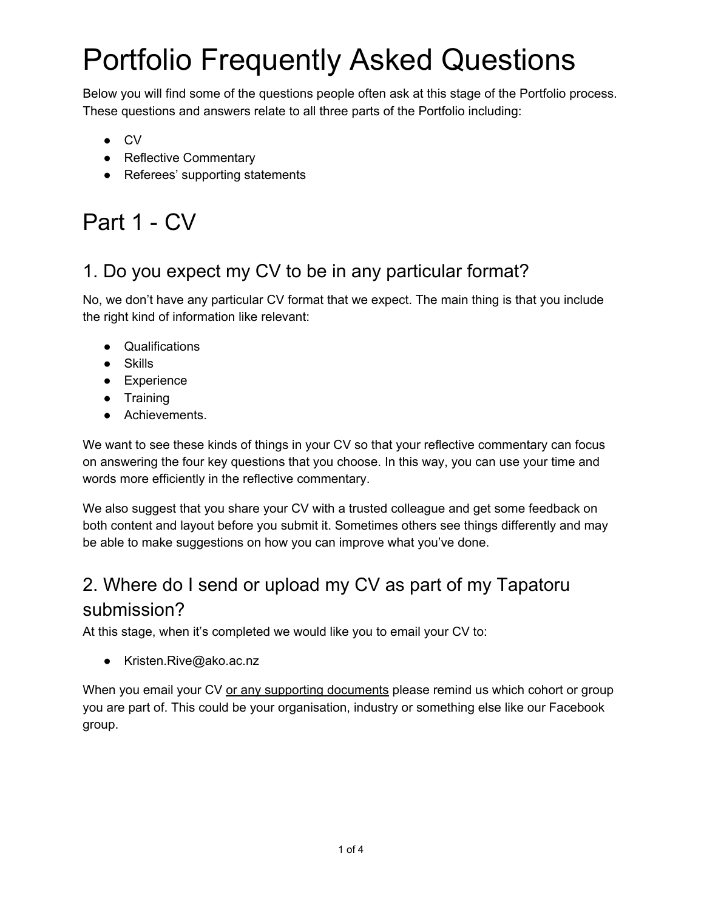# Portfolio Frequently Asked Questions

Below you will find some of the questions people often ask at this stage of the Portfolio process. These questions and answers relate to all three parts of the Portfolio including:

- CV
- Reflective Commentary
- Referees' supporting statements

# Part 1 - CV

## 1. Do you expect my CV to be in any particular format?

No, we don't have any particular CV format that we expect. The main thing is that you include the right kind of information like relevant:

- Qualifications
- Skills
- Experience
- Training
- Achievements.

We want to see these kinds of things in your CV so that your reflective commentary can focus on answering the four key questions that you choose. In this way, you can use your time and words more efficiently in the reflective commentary.

We also suggest that you share your CV with a trusted colleague and get some feedback on both content and layout before you submit it. Sometimes others see things differently and may be able to make suggestions on how you can improve what you've done.

## 2. Where do I send or upload my CV as part of my Tapatoru submission?

At this stage, when it's completed we would like you to email your CV to:

- Kristen.Rive@ako.ac.nz

When you email your CV <u>or any supporting documents</u> please remind us which cohort or group you are part of. This could be your organisation, industry or something else like our Facebook group.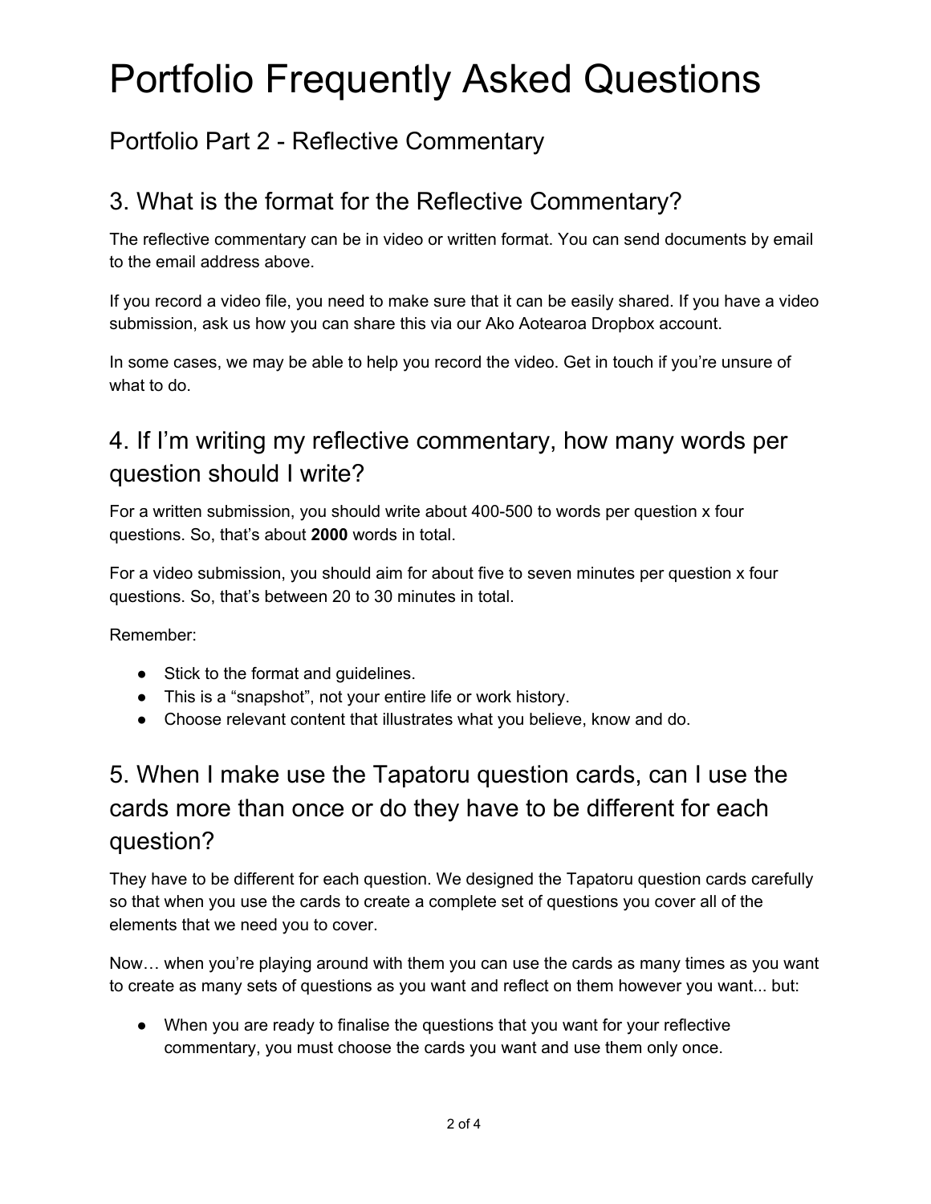# Portfolio Frequently Asked Questions

## Portfolio Part 2 - Reflective Commentary

## 3. What is the format for the Reflective Commentary?

The reflective commentary can be in video or written format. You can send documents by email to the email address above.

If you record a video file, you need to make sure that it can be easily shared. If you have a video submission, ask us how you can share this via our Ako Aotearoa Dropbox account.

In some cases, we may be able to help you record the video. Get in touch if you're unsure of what to do.

## 4. If I'm writing my reflective commentary, how many words per question should I write?

For a written submission, you should write about 400-500 to words per question x four questions. So, that's about **2000** words in total.

For a video submission, you should aim for about five to seven minutes per question x four questions. So, that's between 20 to 30 minutes in total.

Remember:

- Stick to the format and guidelines.
- This is a "snapshot", not your entire life or work history.
- Choose relevant content that illustrates what you believe, know and do.

## 5. When I make use the Tapatoru question cards, can I use the cards more than once or do they have to be different for each question?

They have to be different for each question. We designed the Tapatoru question cards carefully so that when you use the cards to create a complete set of questions you cover all of the elements that we need you to cover.

Now… when you're playing around with them you can use the cards as many times as you want to create as many sets of questions as you want and reflect on them however you want... but:

- When you are ready to finalise the questions that you want for your reflective commentary, you must choose the cards you want and use them only once.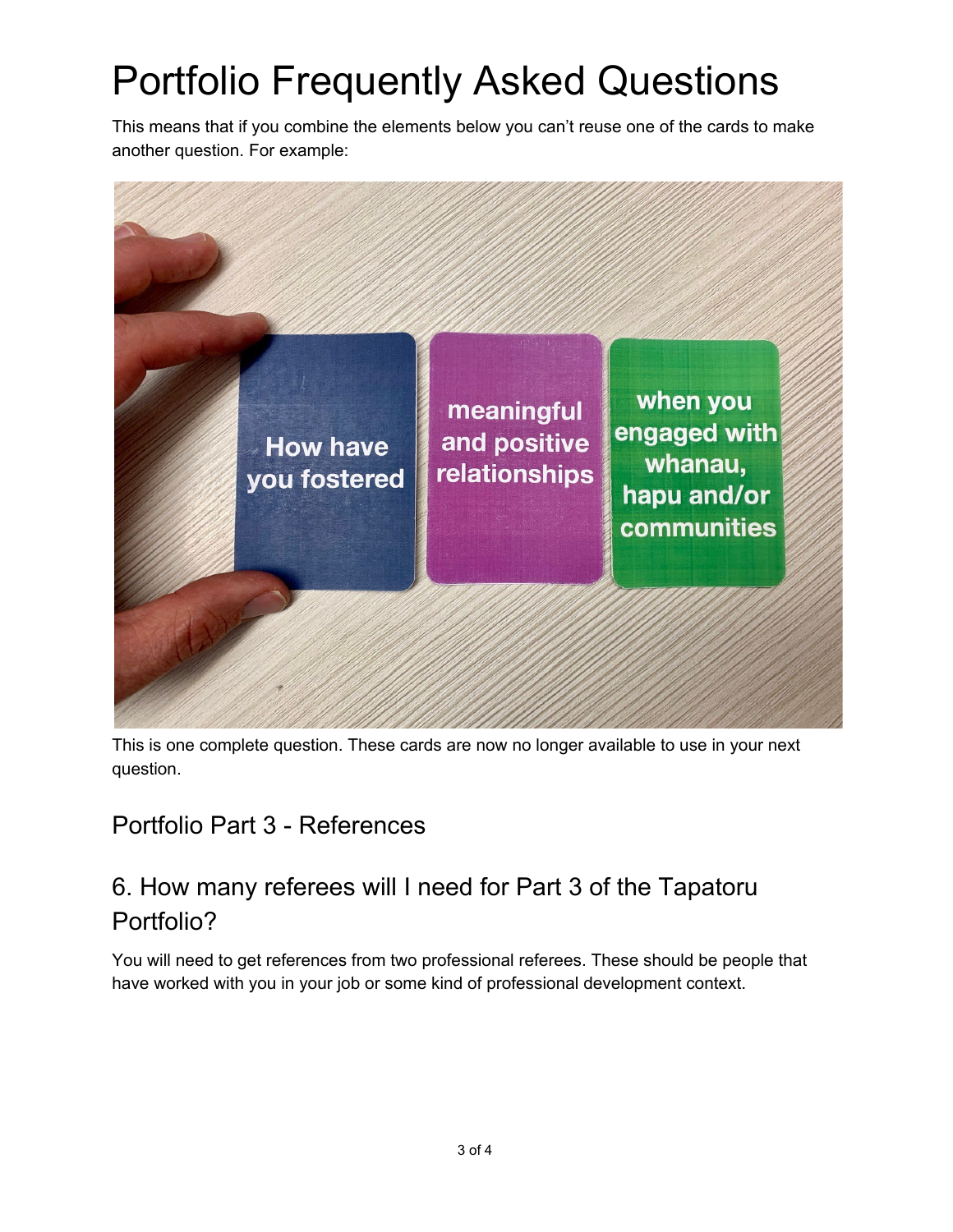# Portfolio Frequently Asked Questions

This means that if you combine the elements below you can't reuse one of the cards to make another question. For example:

This is one complete question. These cards are now no longer available to use in your next question.

## Portfolio Part 3 - References

## 6. How many referees will I need for Part 3 of the Tapatoru Portfolio?

You will need to get references from two professional referees. These should be people that have worked with you in your job or some kind of professional development context.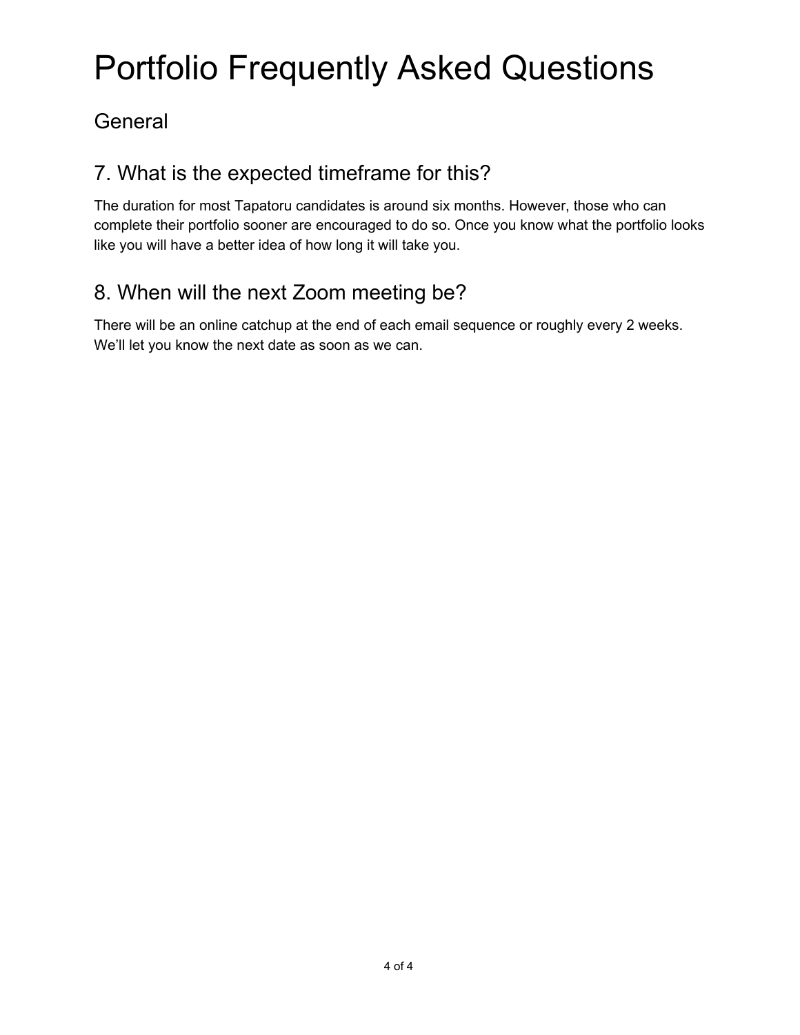# Portfolio Frequently Asked Questions

## General

## 7. What is the expected timeframe for this?

The duration for most Tapatoru candidates is around six months. However, those who can complete their portfolio sooner are encouraged to do so. Once you know what the portfolio looks like you will have a better idea of how long it will take you.

## 8. When will the next Zoom meeting be?

There will be an online catchup at the end of each email sequence or roughly every 2 weeks. We'll let you know the next date as soon as we can.